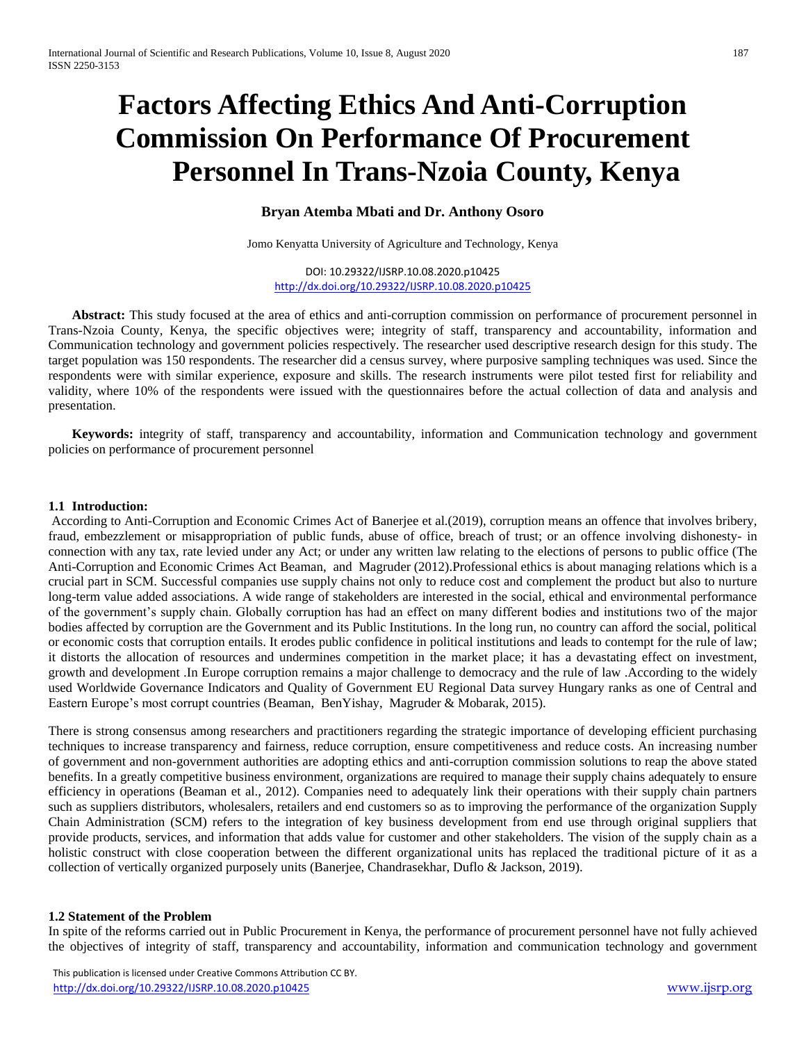# Factors Affecting Ethics And Anti-Corruption Commission On Performance Of Procurement Personnel In Trans-Nzoia County, Kenya

**Bryan Atemba Mbati and Dr. Anthony Osoro**

Jomo Kenyatta University of Agriculture and Technology, Kenya

DOI: 10.29322/IJSRP.10.08.2020.p10425
http://dx.doi.org/10.29322/IJSRP.10.08.2020.p10425

**Abstract:** This study focused at the area of ethics and anti-corruption commission on performance of procurement personnel in Trans-Nzoia County, Kenya, the specific objectives were; integrity of staff, transparency and accountability, information and Communication technology and government policies respectively. The researcher used descriptive research design for this study. The target population was 150 respondents. The researcher did a census survey, where purposive sampling techniques was used. Since the respondents were with similar experience, exposure and skills. The research instruments were pilot tested first for reliability and validity, where 10% of the respondents were issued with the questionnaires before the actual collection of data and analysis and presentation.

**Keywords:** integrity of staff, transparency and accountability, information and Communication technology and government policies on performance of procurement personnel

### 1.1 Introduction:

According to Anti-Corruption and Economic Crimes Act of Banerjee et al.(2019), corruption means an offence that involves bribery, fraud, embezzlement or misappropriation of public funds, abuse of office, breach of trust; or an offence involving dishonesty- in connection with any tax, rate levied under any Act; or under any written law relating to the elections of persons to public office (The Anti-Corruption and Economic Crimes Act Beaman, and Magruder (2012).Professional ethics is about managing relations which is a crucial part in SCM. Successful companies use supply chains not only to reduce cost and complement the product but also to nurture long-term value added associations. A wide range of stakeholders are interested in the social, ethical and environmental performance of the government's supply chain. Globally corruption has had an effect on many different bodies and institutions two of the major bodies affected by corruption are the Government and its Public Institutions. In the long run, no country can afford the social, political or economic costs that corruption entails. It erodes public confidence in political institutions and leads to contempt for the rule of law; it distorts the allocation of resources and undermines competition in the market place; it has a devastating effect on investment, growth and development .In Europe corruption remains a major challenge to democracy and the rule of law .According to the widely used Worldwide Governance Indicators and Quality of Government EU Regional Data survey Hungary ranks as one of Central and Eastern Europe's most corrupt countries (Beaman, BenYishay, Magruder & Mobarak, 2015).

There is strong consensus among researchers and practitioners regarding the strategic importance of developing efficient purchasing techniques to increase transparency and fairness, reduce corruption, ensure competitiveness and reduce costs. An increasing number of government and non-government authorities are adopting ethics and anti-corruption commission solutions to reap the above stated benefits. In a greatly competitive business environment, organizations are required to manage their supply chains adequately to ensure efficiency in operations (Beaman et al., 2012). Companies need to adequately link their operations with their supply chain partners such as suppliers distributors, wholesalers, retailers and end customers so as to improving the performance of the organization Supply Chain Administration (SCM) refers to the integration of key business development from end use through original suppliers that provide products, services, and information that adds value for customer and other stakeholders. The vision of the supply chain as a holistic construct with close cooperation between the different organizational units has replaced the traditional picture of it as a collection of vertically organized purposely units (Banerjee, Chandrasekhar, Duflo & Jackson, 2019).

### 1.2 Statement of the Problem

In spite of the reforms carried out in Public Procurement in Kenya, the performance of procurement personnel have not fully achieved the objectives of integrity of staff, transparency and accountability, information and communication technology and government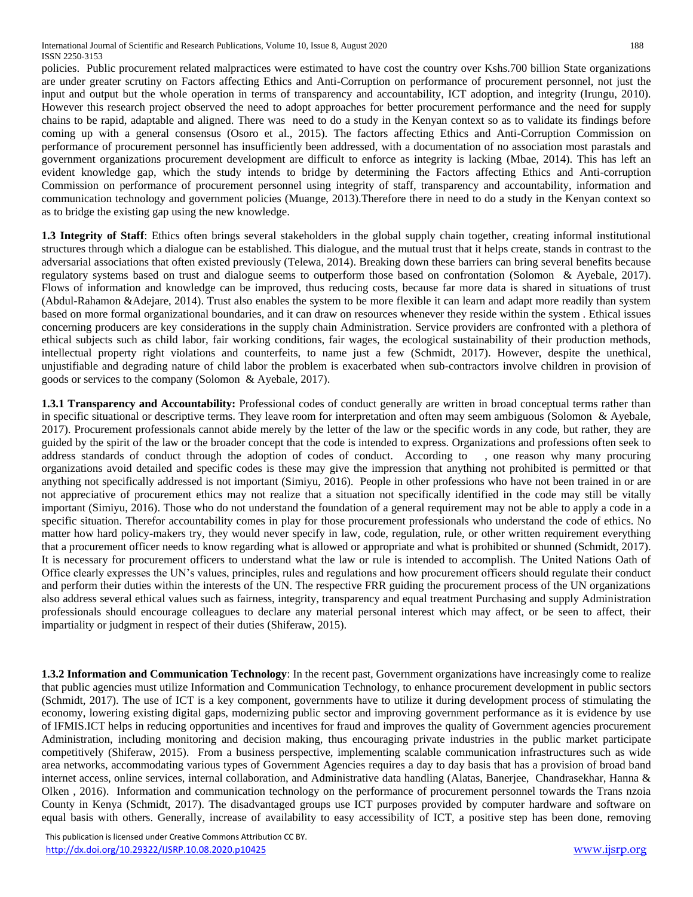policies. Public procurement related malpractices were estimated to have cost the country over Kshs.700 billion State organizations are under greater scrutiny on Factors affecting Ethics and Anti-Corruption on performance of procurement personnel, not just the input and output but the whole operation in terms of transparency and accountability, ICT adoption, and integrity (Irungu, 2010). However this research project observed the need to adopt approaches for better procurement performance and the need for supply chains to be rapid, adaptable and aligned. There was need to do a study in the Kenyan context so as to validate its findings before coming up with a general consensus (Osoro et al., 2015). The factors affecting Ethics and Anti-Corruption Commission on performance of procurement personnel has insufficiently been addressed, with a documentation of no association most parastals and government organizations procurement development are difficult to enforce as integrity is lacking (Mbae, 2014). This has left an evident knowledge gap, which the study intends to bridge by determining the Factors affecting Ethics and Anti-corruption Commission on performance of procurement personnel using integrity of staff, transparency and accountability, information and communication technology and government policies (Muange, 2013).Therefore there in need to do a study in the Kenyan context so as to bridge the existing gap using the new knowledge.

**1.3 Integrity of Staff**: Ethics often brings several stakeholders in the global supply chain together, creating informal institutional structures through which a dialogue can be established. This dialogue, and the mutual trust that it helps create, stands in contrast to the adversarial associations that often existed previously (Telewa, 2014). Breaking down these barriers can bring several benefits because regulatory systems based on trust and dialogue seems to outperform those based on confrontation (Solomon & Ayebale, 2017). Flows of information and knowledge can be improved, thus reducing costs, because far more data is shared in situations of trust (Abdul-Rahamon &Adejare, 2014). Trust also enables the system to be more flexible it can learn and adapt more readily than system based on more formal organizational boundaries, and it can draw on resources whenever they reside within the system . Ethical issues concerning producers are key considerations in the supply chain Administration. Service providers are confronted with a plethora of ethical subjects such as child labor, fair working conditions, fair wages, the ecological sustainability of their production methods, intellectual property right violations and counterfeits, to name just a few (Schmidt, 2017). However, despite the unethical, unjustifiable and degrading nature of child labor the problem is exacerbated when sub-contractors involve children in provision of goods or services to the company (Solomon & Ayebale, 2017).

**1.3.1 Transparency and Accountability:** Professional codes of conduct generally are written in broad conceptual terms rather than in specific situational or descriptive terms. They leave room for interpretation and often may seem ambiguous (Solomon & Ayebale, 2017). Procurement professionals cannot abide merely by the letter of the law or the specific words in any code, but rather, they are guided by the spirit of the law or the broader concept that the code is intended to express. Organizations and professions often seek to address standards of conduct through the adoption of codes of conduct. According to , one reason why many procuring organizations avoid detailed and specific codes is these may give the impression that anything not prohibited is permitted or that anything not specifically addressed is not important (Simiyu, 2016). People in other professions who have not been trained in or are not appreciative of procurement ethics may not realize that a situation not specifically identified in the code may still be vitally important (Simiyu, 2016). Those who do not understand the foundation of a general requirement may not be able to apply a code in a specific situation. Therefor accountability comes in play for those procurement professionals who understand the code of ethics. No matter how hard policy-makers try, they would never specify in law, code, regulation, rule, or other written requirement everything that a procurement officer needs to know regarding what is allowed or appropriate and what is prohibited or shunned (Schmidt, 2017). It is necessary for procurement officers to understand what the law or rule is intended to accomplish. The United Nations Oath of Office clearly expresses the UN's values, principles, rules and regulations and how procurement officers should regulate their conduct and perform their duties within the interests of the UN. The respective FRR guiding the procurement process of the UN organizations also address several ethical values such as fairness, integrity, transparency and equal treatment Purchasing and supply Administration professionals should encourage colleagues to declare any material personal interest which may affect, or be seen to affect, their impartiality or judgment in respect of their duties (Shiferaw, 2015).

**1.3.2 Information and Communication Technology**: In the recent past, Government organizations have increasingly come to realize that public agencies must utilize Information and Communication Technology, to enhance procurement development in public sectors (Schmidt, 2017). The use of ICT is a key component, governments have to utilize it during development process of stimulating the economy, lowering existing digital gaps, modernizing public sector and improving government performance as it is evidence by use of IFMIS.ICT helps in reducing opportunities and incentives for fraud and improves the quality of Government agencies procurement Administration, including monitoring and decision making, thus encouraging private industries in the public market participate competitively (Shiferaw, 2015). From a business perspective, implementing scalable communication infrastructures such as wide area networks, accommodating various types of Government Agencies requires a day to day basis that has a provision of broad band internet access, online services, internal collaboration, and Administrative data handling (Alatas, Banerjee, Chandrasekhar, Hanna & Olken , 2016). Information and communication technology on the performance of procurement personnel towards the Trans nzoia County in Kenya (Schmidt, 2017). The disadvantaged groups use ICT purposes provided by computer hardware and software on equal basis with others. Generally, increase of availability to easy accessibility of ICT, a positive step has been done, removing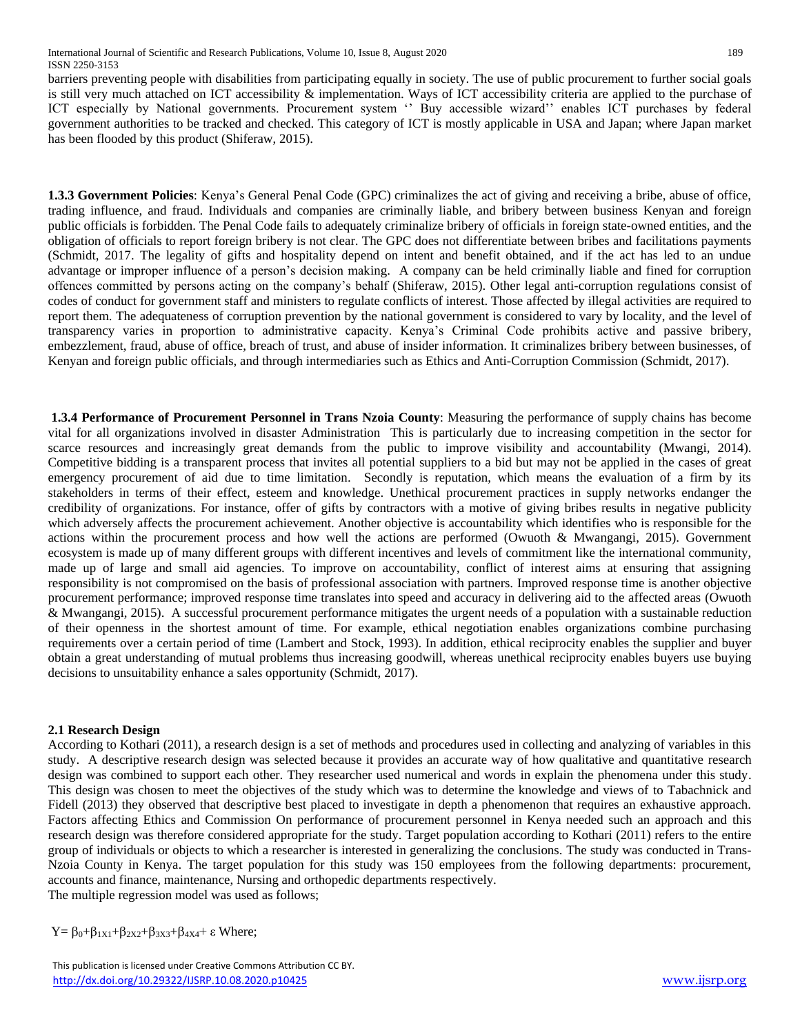barriers preventing people with disabilities from participating equally in society. The use of public procurement to further social goals is still very much attached on ICT accessibility & implementation. Ways of ICT accessibility criteria are applied to the purchase of ICT especially by National governments. Procurement system '' Buy accessible wizard'' enables ICT purchases by federal government authorities to be tracked and checked. This category of ICT is mostly applicable in USA and Japan; where Japan market has been flooded by this product (Shiferaw, 2015).

**1.3.3 Government Policies**: Kenya's General Penal Code (GPC) criminalizes the act of giving and receiving a bribe, abuse of office, trading influence, and fraud. Individuals and companies are criminally liable, and bribery between business Kenyan and foreign public officials is forbidden. The Penal Code fails to adequately criminalize bribery of officials in foreign state-owned entities, and the obligation of officials to report foreign bribery is not clear. The GPC does not differentiate between bribes and facilitations payments (Schmidt, 2017. The legality of gifts and hospitality depend on intent and benefit obtained, and if the act has led to an undue advantage or improper influence of a person's decision making. A company can be held criminally liable and fined for corruption offences committed by persons acting on the company's behalf (Shiferaw, 2015). Other legal anti-corruption regulations consist of codes of conduct for government staff and ministers to regulate conflicts of interest. Those affected by illegal activities are required to report them. The adequateness of corruption prevention by the national government is considered to vary by locality, and the level of transparency varies in proportion to administrative capacity. Kenya's Criminal Code prohibits active and passive bribery, embezzlement, fraud, abuse of office, breach of trust, and abuse of insider information. It criminalizes bribery between businesses, of Kenyan and foreign public officials, and through intermediaries such as Ethics and Anti-Corruption Commission (Schmidt, 2017).

**1.3.4 Performance of Procurement Personnel in Trans Nzoia County**: Measuring the performance of supply chains has become vital for all organizations involved in disaster Administration This is particularly due to increasing competition in the sector for scarce resources and increasingly great demands from the public to improve visibility and accountability (Mwangi, 2014). Competitive bidding is a transparent process that invites all potential suppliers to a bid but may not be applied in the cases of great emergency procurement of aid due to time limitation. Secondly is reputation, which means the evaluation of a firm by its stakeholders in terms of their effect, esteem and knowledge. Unethical procurement practices in supply networks endanger the credibility of organizations. For instance, offer of gifts by contractors with a motive of giving bribes results in negative publicity which adversely affects the procurement achievement. Another objective is accountability which identifies who is responsible for the actions within the procurement process and how well the actions are performed (Owuoth & Mwangangi, 2015). Government ecosystem is made up of many different groups with different incentives and levels of commitment like the international community, made up of large and small aid agencies. To improve on accountability, conflict of interest aims at ensuring that assigning responsibility is not compromised on the basis of professional association with partners. Improved response time is another objective procurement performance; improved response time translates into speed and accuracy in delivering aid to the affected areas (Owuoth & Mwangangi, 2015). A successful procurement performance mitigates the urgent needs of a population with a sustainable reduction of their openness in the shortest amount of time. For example, ethical negotiation enables organizations combine purchasing requirements over a certain period of time (Lambert and Stock, 1993). In addition, ethical reciprocity enables the supplier and buyer obtain a great understanding of mutual problems thus increasing goodwill, whereas unethical reciprocity enables buyers use buying decisions to unsuitability enhance a sales opportunity (Schmidt, 2017).

### 2.1 Research Design

According to Kothari (2011), a research design is a set of methods and procedures used in collecting and analyzing of variables in this study. A descriptive research design was selected because it provides an accurate way of how qualitative and quantitative research design was combined to support each other. They researcher used numerical and words in explain the phenomena under this study. This design was chosen to meet the objectives of the study which was to determine the knowledge and views of to Tabachnick and Fidell (2013) they observed that descriptive best placed to investigate in depth a phenomenon that requires an exhaustive approach. Factors affecting Ethics and Commission On performance of procurement personnel in Kenya needed such an approach and this research design was therefore considered appropriate for the study. Target population according to Kothari (2011) refers to the entire group of individuals or objects to which a researcher is interested in generalizing the conclusions. The study was conducted in Trans-Nzoia County in Kenya. The target population for this study was 150 employees from the following departments: procurement, accounts and finance, maintenance, Nursing and orthopedic departments respectively.

The multiple regression model was used as follows;

$Y = \beta_0 + \beta_{1X1} + \beta_{2X2} + \beta_{3X3} + \beta_{4X4} + \varepsilon$ Where;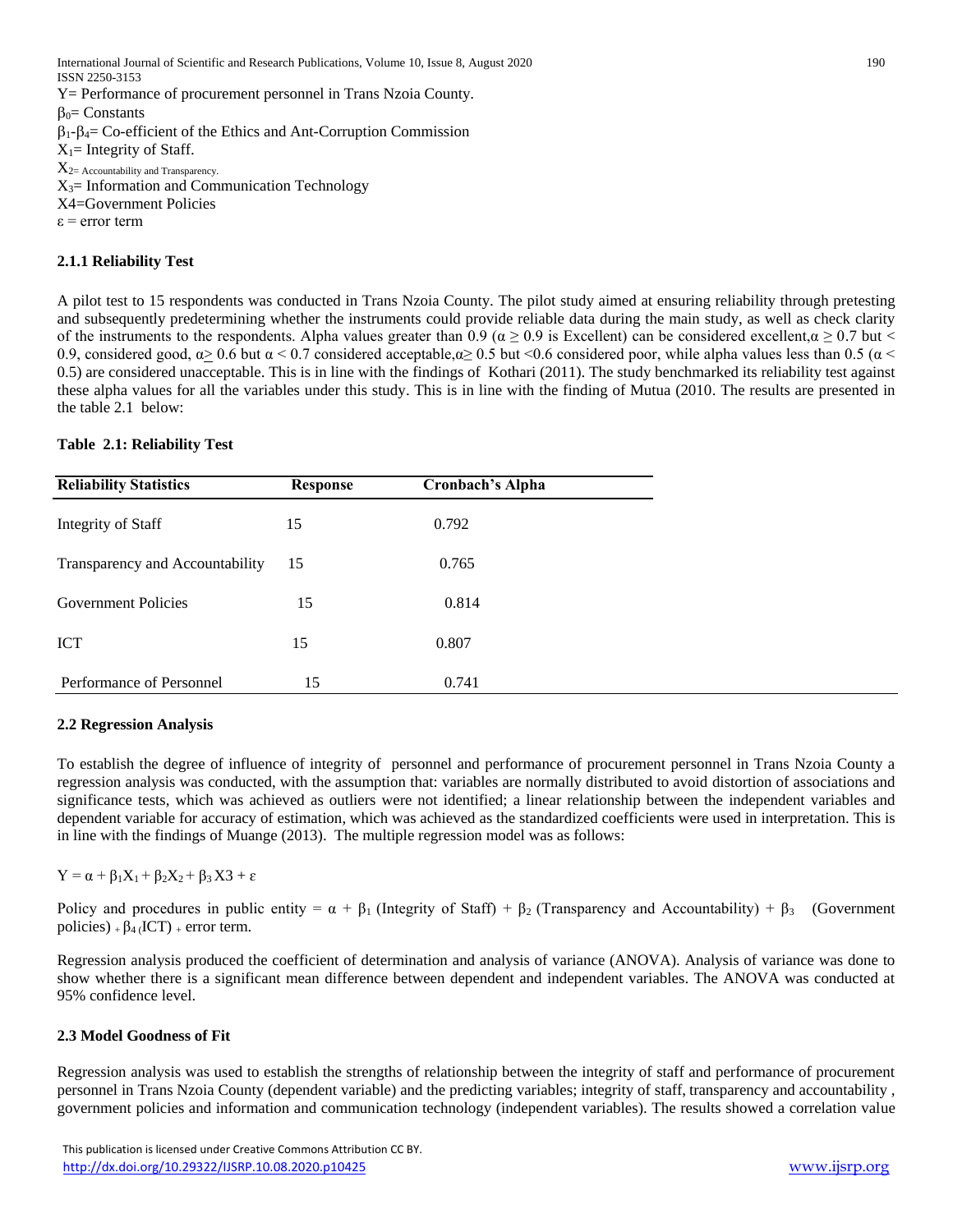Y= Performance of procurement personnel in Trans Nzoia County.

$\beta_0$= Constants

$\beta_1$-$\beta_4$= Co-efficient of the Ethics and Ant-Corruption Commission

$X_1$= Integrity of Staff.

$X_2$= Accountability and Transparency.

$X_3$= Information and Communication Technology

X4=Government Policies

$\varepsilon$ = error term

### 2.1.1 Reliability Test

A pilot test to 15 respondents was conducted in Trans Nzoia County. The pilot study aimed at ensuring reliability through pretesting and subsequently predetermining whether the instruments could provide reliable data during the main study, as well as check clarity of the instruments to the respondents. Alpha values greater than 0.9 ($\alpha \geq 0.9$ is Excellent) can be considered excellent,$\alpha \geq 0.7$ but < 0.9, considered good, $\alpha \geq 0.6$ but $\alpha < 0.7$ considered acceptable,$\alpha \geq 0.5$ but <0.6 considered poor, while alpha values less than 0.5 ($\alpha < 0.5$) are considered unacceptable. This is in line with the findings of Kothari (2011). The study benchmarked its reliability test against these alpha values for all the variables under this study. This is in line with the finding of Mutua (2010. The results are presented in the table 2.1 below:

**Table 2.1: Reliability Test**

| Reliability Statistics | Response | Cronbach's Alpha |
|---|---|---|
| Integrity of Staff | 15 | 0.792 |
| Transparency and Accountability | 15 | 0.765 |
| Government Policies | 15 | 0.814 |
| ICT | 15 | 0.807 |
| Performance of Personnel | 15 | 0.741 |

### 2.2 Regression Analysis

To establish the degree of influence of integrity of personnel and performance of procurement personnel in Trans Nzoia County a regression analysis was conducted, with the assumption that: variables are normally distributed to avoid distortion of associations and significance tests, which was achieved as outliers were not identified; a linear relationship between the independent variables and dependent variable for accuracy of estimation, which was achieved as the standardized coefficients were used in interpretation. This is in line with the findings of Muange (2013). The multiple regression model was as follows:

$$Y = \alpha + \beta_1 X_1 + \beta_2 X_2 + \beta_3 X3 + \varepsilon$$

Policy and procedures in public entity = $\alpha$ + $\beta_1$ (Integrity of Staff) + $\beta_2$ (Transparency and Accountability) + $\beta_3$ (Government policies) + $\beta_4$ (ICT) + error term.

Regression analysis produced the coefficient of determination and analysis of variance (ANOVA). Analysis of variance was done to show whether there is a significant mean difference between dependent and independent variables. The ANOVA was conducted at 95% confidence level.

### 2.3 Model Goodness of Fit

Regression analysis was used to establish the strengths of relationship between the integrity of staff and performance of procurement personnel in Trans Nzoia County (dependent variable) and the predicting variables; integrity of staff, transparency and accountability , government policies and information and communication technology (independent variables). The results showed a correlation value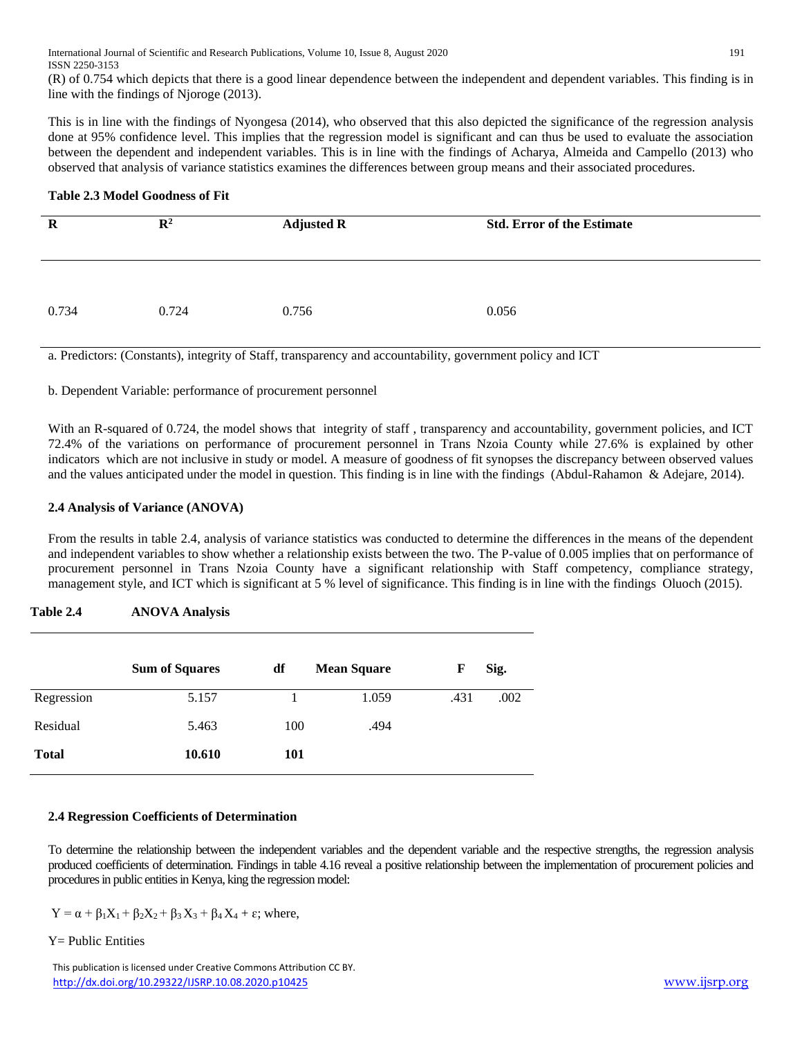(R) of 0.754 which depicts that there is a good linear dependence between the independent and dependent variables. This finding is in line with the findings of Njoroge (2013).

This is in line with the findings of Nyongesa (2014), who observed that this also depicted the significance of the regression analysis done at 95% confidence level. This implies that the regression model is significant and can thus be used to evaluate the association between the dependent and independent variables. This is in line with the findings of Acharya, Almeida and Campello (2013) who observed that analysis of variance statistics examines the differences between group means and their associated procedures.

**Table 2.3 Model Goodness of Fit**

| R | $R^2$ | Adjusted R | Std. Error of the Estimate |
|---|---|---|---|
| 0.734 | 0.724 | 0.756 | 0.056 |

a. Predictors: (Constants), integrity of Staff, transparency and accountability, government policy and ICT

b. Dependent Variable: performance of procurement personnel

With an R-squared of 0.724, the model shows that integrity of staff , transparency and accountability, government policies, and ICT 72.4% of the variations on performance of procurement personnel in Trans Nzoia County while 27.6% is explained by other indicators which are not inclusive in study or model. A measure of goodness of fit synopses the discrepancy between observed values and the values anticipated under the model in question. This finding is in line with the findings (Abdul-Rahamon & Adejare, 2014).

### 2.4 Analysis of Variance (ANOVA)

From the results in table 2.4, analysis of variance statistics was conducted to determine the differences in the means of the dependent and independent variables to show whether a relationship exists between the two. The P-value of 0.005 implies that on performance of procurement personnel in Trans Nzoia County have a significant relationship with Staff competency, compliance strategy, management style, and ICT which is significant at 5 % level of significance. This finding is in line with the findings Oluoch (2015).

**Table 2.4 ANOVA Analysis**

| | Sum of Squares | df | Mean Square | F | Sig. |
|---|---|---|---|---|---|
| Regression | 5.157 | 1 | 1.059 | .431 | .002 |
| Residual | 5.463 | 100 | .494 | | |
| **Total** | **10.610** | **101** | | | |

### 2.4 Regression Coefficients of Determination

To determine the relationship between the independent variables and the dependent variable and the respective strengths, the regression analysis produced coefficients of determination. Findings in table 4.16 reveal a positive relationship between the implementation of procurement policies and procedures in public entities in Kenya, king the regression model:

$Y = \alpha + \beta_1 X_1 + \beta_2 X_2 + \beta_3 X_3 + \beta_4 X_4 + \varepsilon$; where,

Y= Public Entities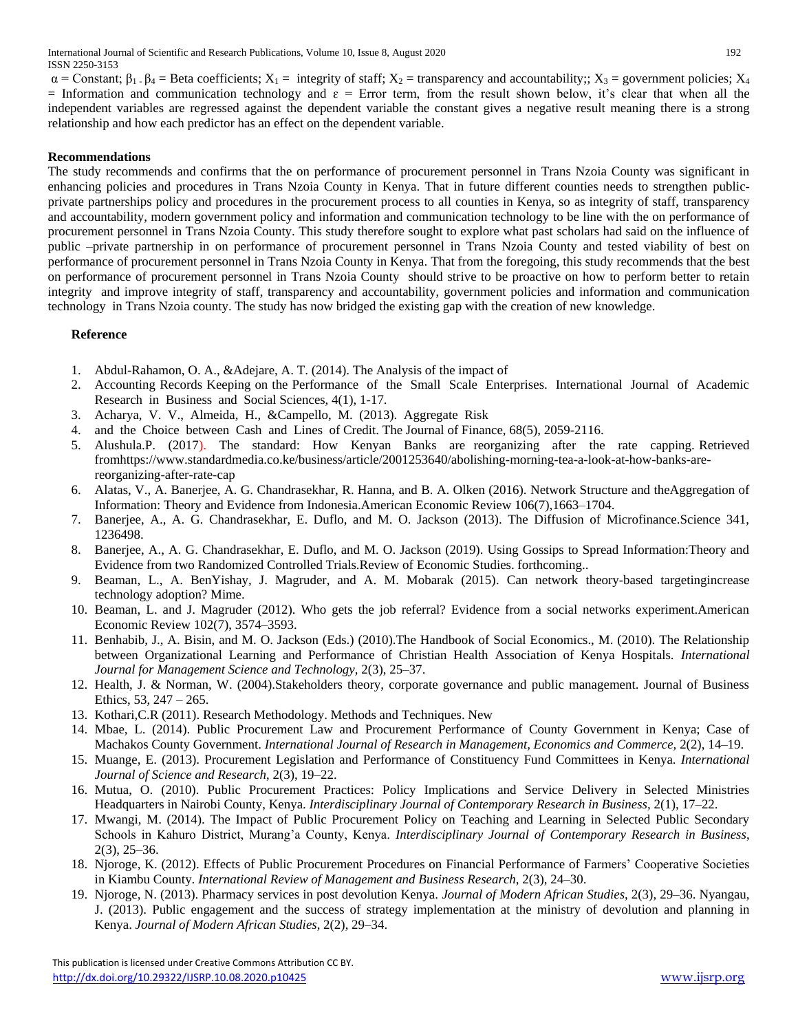$\alpha$ = Constant; $\beta_1$ - $\beta_4$ = Beta coefficients; $X_1$ = integrity of staff; $X_2$ = transparency and accountability;; $X_3$ = government policies; $X_4$ = Information and communication technology and $\varepsilon$ = Error term, from the result shown below, it's clear that when all the independent variables are regressed against the dependent variable the constant gives a negative result meaning there is a strong relationship and how each predictor has an effect on the dependent variable.

## Recommendations

The study recommends and confirms that the on performance of procurement personnel in Trans Nzoia County was significant in enhancing policies and procedures in Trans Nzoia County in Kenya. That in future different counties needs to strengthen public-private partnerships policy and procedures in the procurement process to all counties in Kenya, so as integrity of staff, transparency and accountability, modern government policy and information and communication technology to be line with the on performance of procurement personnel in Trans Nzoia County. This study therefore sought to explore what past scholars had said on the influence of public –private partnership in on performance of procurement personnel in Trans Nzoia County and tested viability of best on performance of procurement personnel in Trans Nzoia County in Kenya. That from the foregoing, this study recommends that the best on performance of procurement personnel in Trans Nzoia County should strive to be proactive on how to perform better to retain integrity and improve integrity of staff, transparency and accountability, government policies and information and communication technology in Trans Nzoia county. The study has now bridged the existing gap with the creation of new knowledge.

## Reference

1. Abdul-Rahamon, O. A., &Adejare, A. T. (2014). The Analysis of the impact of
2. Accounting Records Keeping on the Performance of the Small Scale Enterprises. International Journal of Academic Research in Business and Social Sciences, 4(1), 1-17.
3. Acharya, V. V., Almeida, H., &Campello, M. (2013). Aggregate Risk
4. and the Choice between Cash and Lines of Credit. The Journal of Finance, 68(5), 2059-2116.
5. Alushula.P. (2017). The standard: How Kenyan Banks are reorganizing after the rate capping. Retrieved fromhttps://www.standardmedia.co.ke/business/article/2001253640/abolishing-morning-tea-a-look-at-how-banks-are-reorganizing-after-rate-cap
6. Alatas, V., A. Banerjee, A. G. Chandrasekhar, R. Hanna, and B. A. Olken (2016). Network Structure and theAggregation of Information: Theory and Evidence from Indonesia.American Economic Review 106(7),1663–1704.
7. Banerjee, A., A. G. Chandrasekhar, E. Duflo, and M. O. Jackson (2013). The Diffusion of Microfinance.Science 341, 1236498.
8. Banerjee, A., A. G. Chandrasekhar, E. Duflo, and M. O. Jackson (2019). Using Gossips to Spread Information:Theory and Evidence from two Randomized Controlled Trials.Review of Economic Studies. forthcoming..
9. Beaman, L., A. BenYishay, J. Magruder, and A. M. Mobarak (2015). Can network theory-based targetingincrease technology adoption? Mime.
10. Beaman, L. and J. Magruder (2012). Who gets the job referral? Evidence from a social networks experiment.American Economic Review 102(7), 3574–3593.
11. Benhabib, J., A. Bisin, and M. O. Jackson (Eds.) (2010).The Handbook of Social Economics., M. (2010). The Relationship between Organizational Learning and Performance of Christian Health Association of Kenya Hospitals. *International Journal for Management Science and Technology*, 2(3), 25–37.
12. Health, J. & Norman, W. (2004).Stakeholders theory, corporate governance and public management. Journal of Business Ethics, 53, 247 – 265.
13. Kothari,C.R (2011). Research Methodology. Methods and Techniques. New
14. Mbae, L. (2014). Public Procurement Law and Procurement Performance of County Government in Kenya; Case of Machakos County Government. *International Journal of Research in Management, Economics and Commerce,* 2(2), 14–19.
15. Muange, E. (2013). Procurement Legislation and Performance of Constituency Fund Committees in Kenya. *International Journal of Science and Research*, 2(3), 19–22.
16. Mutua, O. (2010). Public Procurement Practices: Policy Implications and Service Delivery in Selected Ministries Headquarters in Nairobi County, Kenya. *Interdisciplinary Journal of Contemporary Research in Business*, 2(1), 17–22.
17. Mwangi, M. (2014). The Impact of Public Procurement Policy on Teaching and Learning in Selected Public Secondary Schools in Kahuro District, Murang'a County, Kenya. *Interdisciplinary Journal of Contemporary Research in Business*, 2(3), 25–36.
18. Njoroge, K. (2012). Effects of Public Procurement Procedures on Financial Performance of Farmers' Cooperative Societies in Kiambu County. *International Review of Management and Business Research*, 2(3), 24–30.
19. Njoroge, N. (2013). Pharmacy services in post devolution Kenya. *Journal of Modern African Studies,* 2(3), 29–36. Nyangau, J. (2013). Public engagement and the success of strategy implementation at the ministry of devolution and planning in Kenya. *Journal of Modern African Studies*, 2(2), 29–34.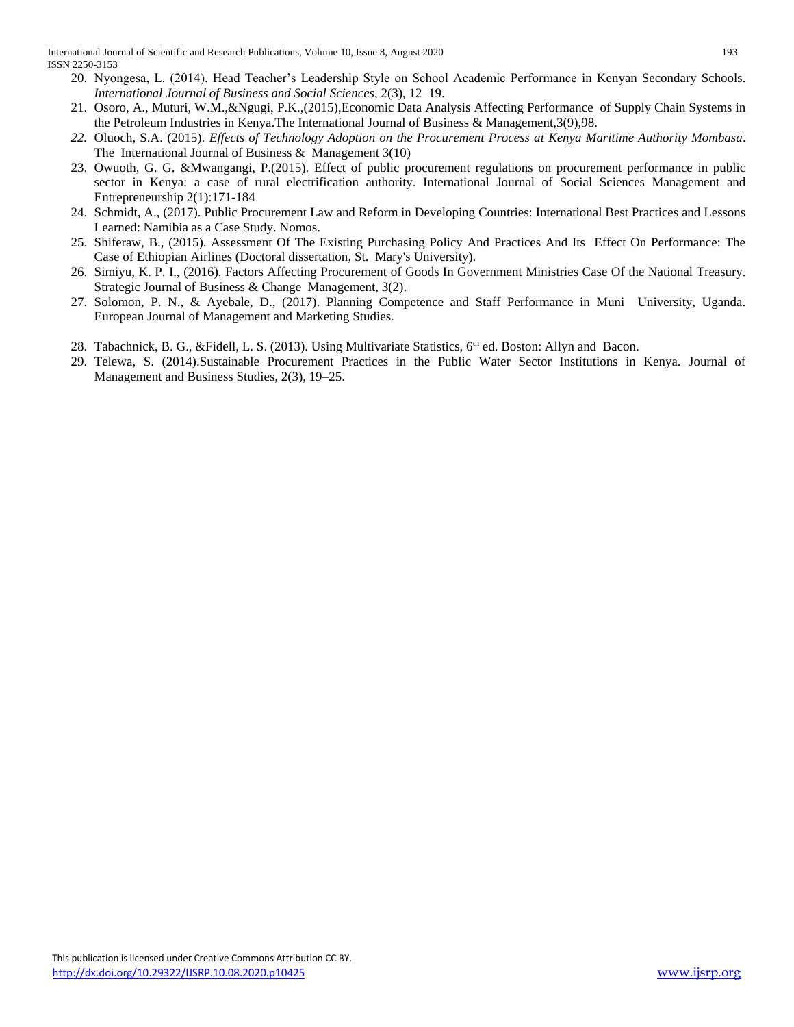20. Nyongesa, L. (2014). Head Teacher's Leadership Style on School Academic Performance in Kenyan Secondary Schools. *International Journal of Business and Social Sciences*, 2(3), 12–19.
21. Osoro, A., Muturi, W.M.,&Ngugi, P.K.,(2015),Economic Data Analysis Affecting Performance of Supply Chain Systems in the Petroleum Industries in Kenya.The International Journal of Business & Management,3(9),98.
22. Oluoch, S.A. (2015). *Effects of Technology Adoption on the Procurement Process at Kenya Maritime Authority Mombasa*. The International Journal of Business & Management 3(10)
23. Owuoth, G. G. &Mwangangi, P.(2015). Effect of public procurement regulations on procurement performance in public sector in Kenya: a case of rural electrification authority. International Journal of Social Sciences Management and Entrepreneurship 2(1):171-184
24. Schmidt, A., (2017). Public Procurement Law and Reform in Developing Countries: International Best Practices and Lessons Learned: Namibia as a Case Study. Nomos.
25. Shiferaw, B., (2015). Assessment Of The Existing Purchasing Policy And Practices And Its Effect On Performance: The Case of Ethiopian Airlines (Doctoral dissertation, St. Mary's University).
26. Simiyu, K. P. I., (2016). Factors Affecting Procurement of Goods In Government Ministries Case Of the National Treasury. Strategic Journal of Business & Change Management, 3(2).
27. Solomon, P. N., & Ayebale, D., (2017). Planning Competence and Staff Performance in Muni University, Uganda. European Journal of Management and Marketing Studies.
28. Tabachnick, B. G., &Fidell, L. S. (2013). Using Multivariate Statistics, 6th ed. Boston: Allyn and Bacon.
29. Telewa, S. (2014).Sustainable Procurement Practices in the Public Water Sector Institutions in Kenya. Journal of Management and Business Studies, 2(3), 19–25.